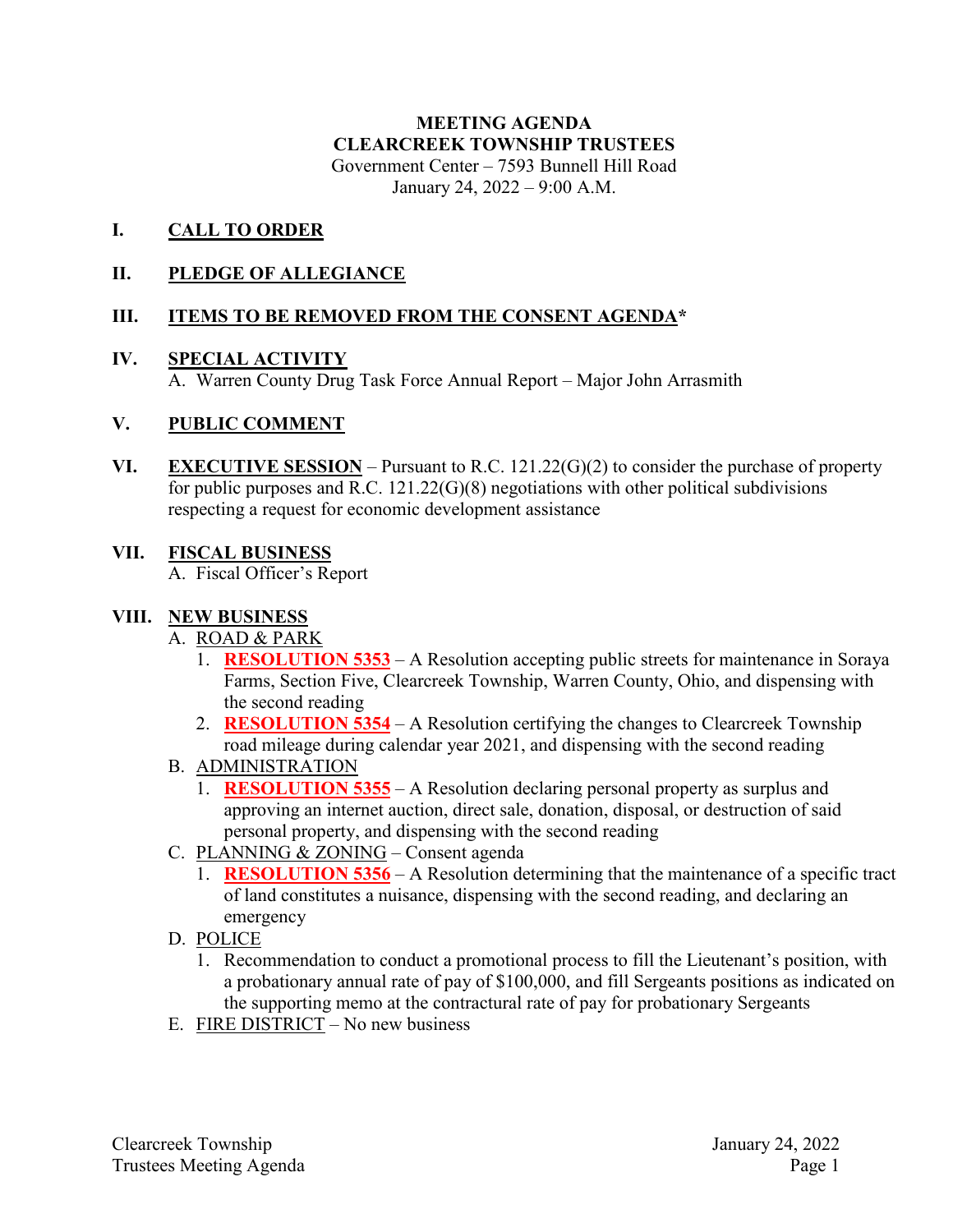**MEETING AGENDA**
**CLEARCREEK TOWNSHIP TRUSTEES**
Government Center – 7593 Bunnell Hill Road
January 24, 2022 – 9:00 A.M.

## I. CALL TO ORDER

## II. PLEDGE OF ALLEGIANCE

## III. ITEMS TO BE REMOVED FROM THE CONSENT AGENDA*

## IV. SPECIAL ACTIVITY

A. Warren County Drug Task Force Annual Report – Major John Arrasmith

## V. PUBLIC COMMENT

## VI. EXECUTIVE SESSION

– Pursuant to R.C. 121.22(G)(2) to consider the purchase of property for public purposes and R.C. 121.22(G)(8) negotiations with other political subdivisions respecting a request for economic development assistance

## VII. FISCAL BUSINESS

A. Fiscal Officer's Report

## VIII. NEW BUSINESS

A. ROAD & PARK
   1. **RESOLUTION 5353** – A Resolution accepting public streets for maintenance in Soraya Farms, Section Five, Clearcreek Township, Warren County, Ohio, and dispensing with the second reading
   2. **RESOLUTION 5354** – A Resolution certifying the changes to Clearcreek Township road mileage during calendar year 2021, and dispensing with the second reading

B. ADMINISTRATION
   1. **RESOLUTION 5355** – A Resolution declaring personal property as surplus and approving an internet auction, direct sale, donation, disposal, or destruction of said personal property, and dispensing with the second reading

C. PLANNING & ZONING – Consent agenda
   1. **RESOLUTION 5356** – A Resolution determining that the maintenance of a specific tract of land constitutes a nuisance, dispensing with the second reading, and declaring an emergency

D. POLICE
   1. Recommendation to conduct a promotional process to fill the Lieutenant's position, with a probationary annual rate of pay of $100,000, and fill Sergeants positions as indicated on the supporting memo at the contractural rate of pay for probationary Sergeants

E. FIRE DISTRICT – No new business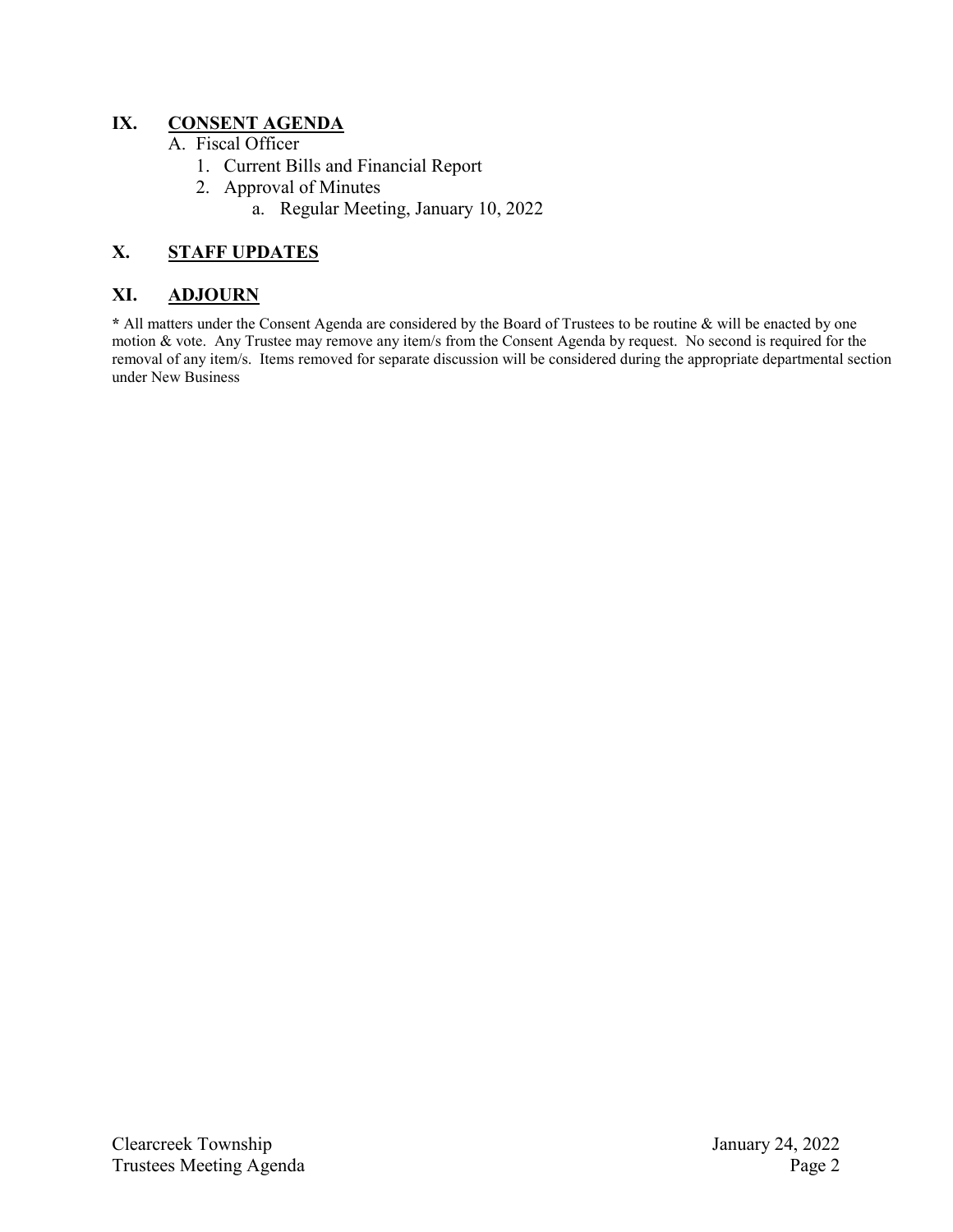## IX. CONSENT AGENDA

A. Fiscal Officer
   1. Current Bills and Financial Report
   2. Approval of Minutes
      a. Regular Meeting, January 10, 2022

## X. STAFF UPDATES

## XI. ADJOURN

**\*** All matters under the Consent Agenda are considered by the Board of Trustees to be routine & will be enacted by one motion & vote. Any Trustee may remove any item/s from the Consent Agenda by request. No second is required for the removal of any item/s. Items removed for separate discussion will be considered during the appropriate departmental section under New Business